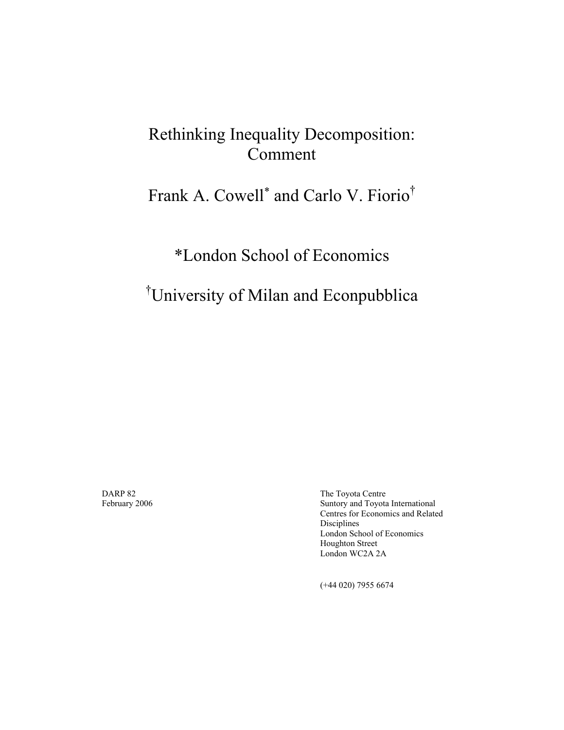# Rethinking Inequality Decomposition: Comment

## Frank A. Cowell* and Carlo V. Fiorio†

## *London School of Economics

## †University of Milan and Econpubblica

DARP 82
February 2006

The Toyota Centre
Suntory and Toyota International
Centres for Economics and Related
Disciplines
London School of Economics
Houghton Street
London WC2A 2A

(+44 020) 7955 6674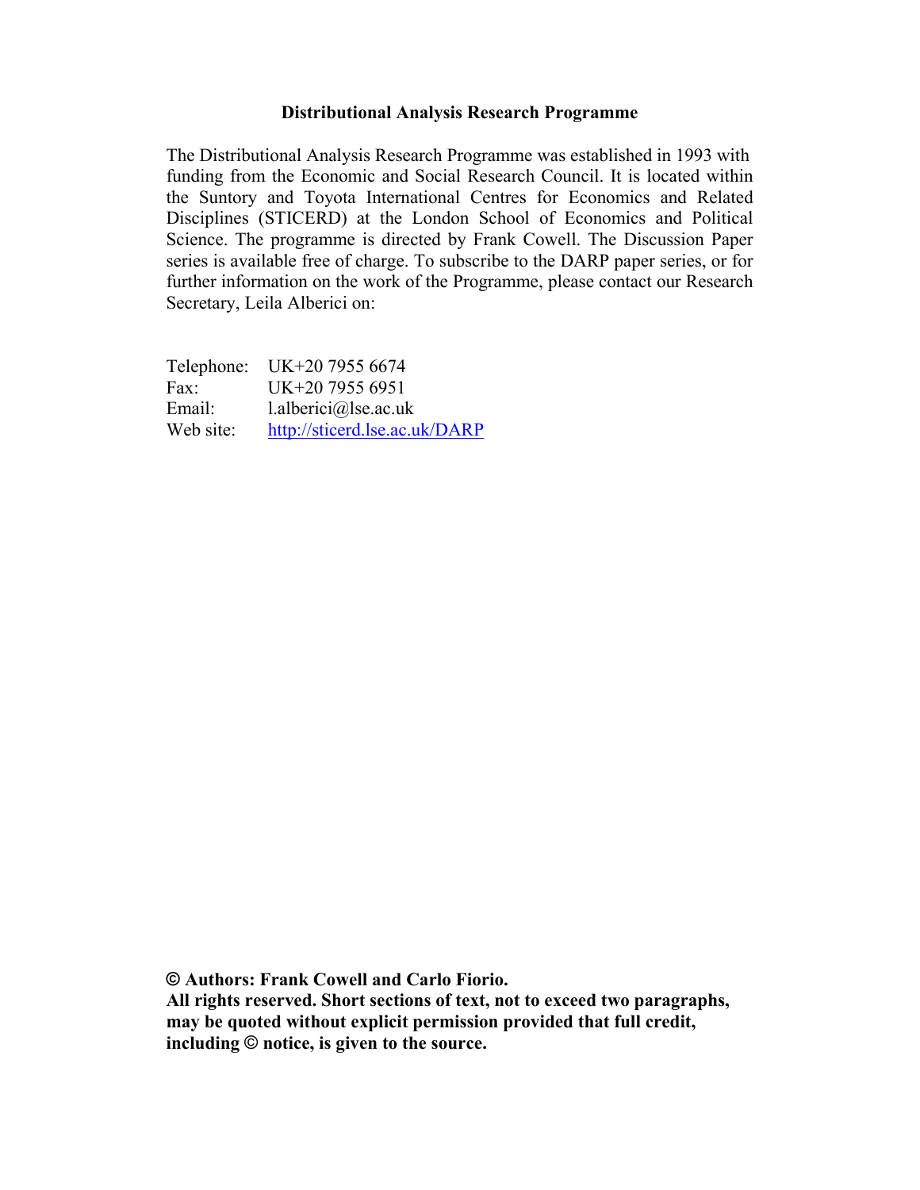**Distributional Analysis Research Programme**

The Distributional Analysis Research Programme was established in 1993 with funding from the Economic and Social Research Council. It is located within the Suntory and Toyota International Centres for Economics and Related Disciplines (STICERD) at the London School of Economics and Political Science. The programme is directed by Frank Cowell. The Discussion Paper series is available free of charge. To subscribe to the DARP paper series, or for further information on the work of the Programme, please contact our Research Secretary, Leila Alberici on:

Telephone: UK+20 7955 6674
Fax: UK+20 7955 6951
Email: l.alberici@lse.ac.uk
Web site: http://sticerd.lse.ac.uk/DARP

**© Authors: Frank Cowell and Carlo Fiorio.**
**All rights reserved. Short sections of text, not to exceed two paragraphs, may be quoted without explicit permission provided that full credit, including © notice, is given to the source.**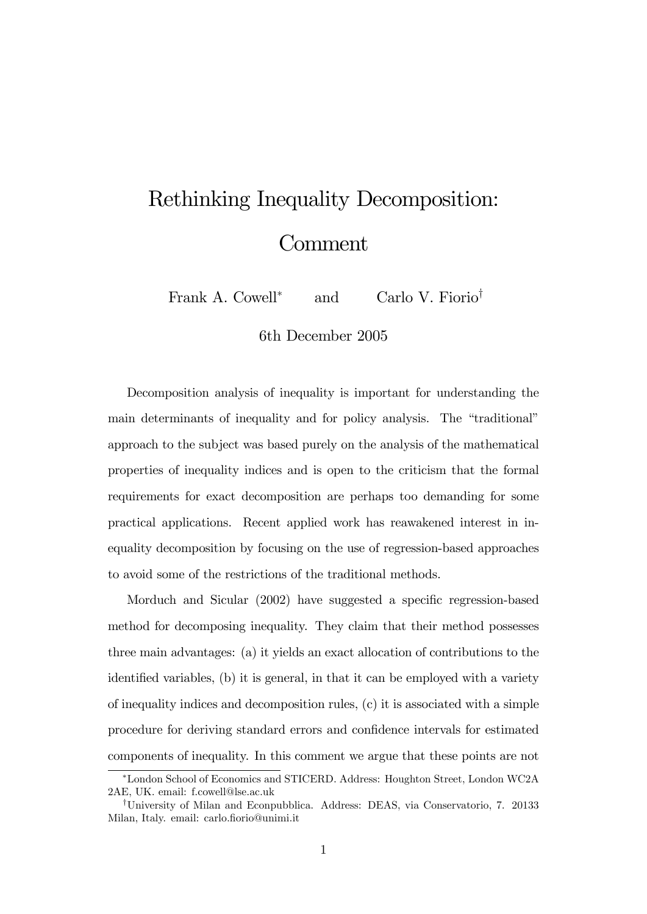// Rethinking Inequality Decomposition: Comment

Frank A. Cowell[*] and Carlo V. Fiorio[†]

6th December 2005

Decomposition analysis of inequality is important for understanding the main determinants of inequality and for policy analysis. The "traditional" approach to the subject was based purely on the analysis of the mathematical properties of inequality indices and is open to the criticism that the formal requirements for exact decomposition are perhaps too demanding for some practical applications. Recent applied work has reawakened interest in inequality decomposition by focusing on the use of regression-based approaches to avoid some of the restrictions of the traditional methods.

Morduch and Sicular (2002) have suggested a specific regression-based method for decomposing inequality. They claim that their method possesses three main advantages: (a) it yields an exact allocation of contributions to the identified variables, (b) it is general, in that it can be employed with a variety of inequality indices and decomposition rules, (c) it is associated with a simple procedure for deriving standard errors and confidence intervals for estimated components of inequality. In this comment we argue that these points are not

[*] London School of Economics and STICERD. Address: Houghton Street, London WC2A 2AE, UK. email: f.cowell@lse.ac.uk

[†] University of Milan and Econpubblica. Address: DEAS, via Conservatorio, 7. 20133 Milan, Italy. email: carlo.fiorio@unimi.it

# Rethinking Inequality Decomposition: Comment

Frank A. Cowell[*] and Carlo V. Fiorio[†]

6th December 2005

Decomposition analysis of inequality is important for understanding the main determinants of inequality and for policy analysis. The "traditional" approach to the subject was based purely on the analysis of the mathematical properties of inequality indices and is open to the criticism that the formal requirements for exact decomposition are perhaps too demanding for some practical applications. Recent applied work has reawakened interest in inequality decomposition by focusing on the use of regression-based approaches to avoid some of the restrictions of the traditional methods.

Morduch and Sicular (2002) have suggested a specific regression-based method for decomposing inequality. They claim that their method possesses three main advantages: (a) it yields an exact allocation of contributions to the identified variables, (b) it is general, in that it can be employed with a variety of inequality indices and decomposition rules, (c) it is associated with a simple procedure for deriving standard errors and confidence intervals for estimated components of inequality. In this comment we argue that these points are not

[*] London School of Economics and STICERD. Address: Houghton Street, London WC2A 2AE, UK. email: f.cowell@lse.ac.uk

[†] University of Milan and Econpubblica. Address: DEAS, via Conservatorio, 7. 20133 Milan, Italy. email: carlo.fiorio@unimi.it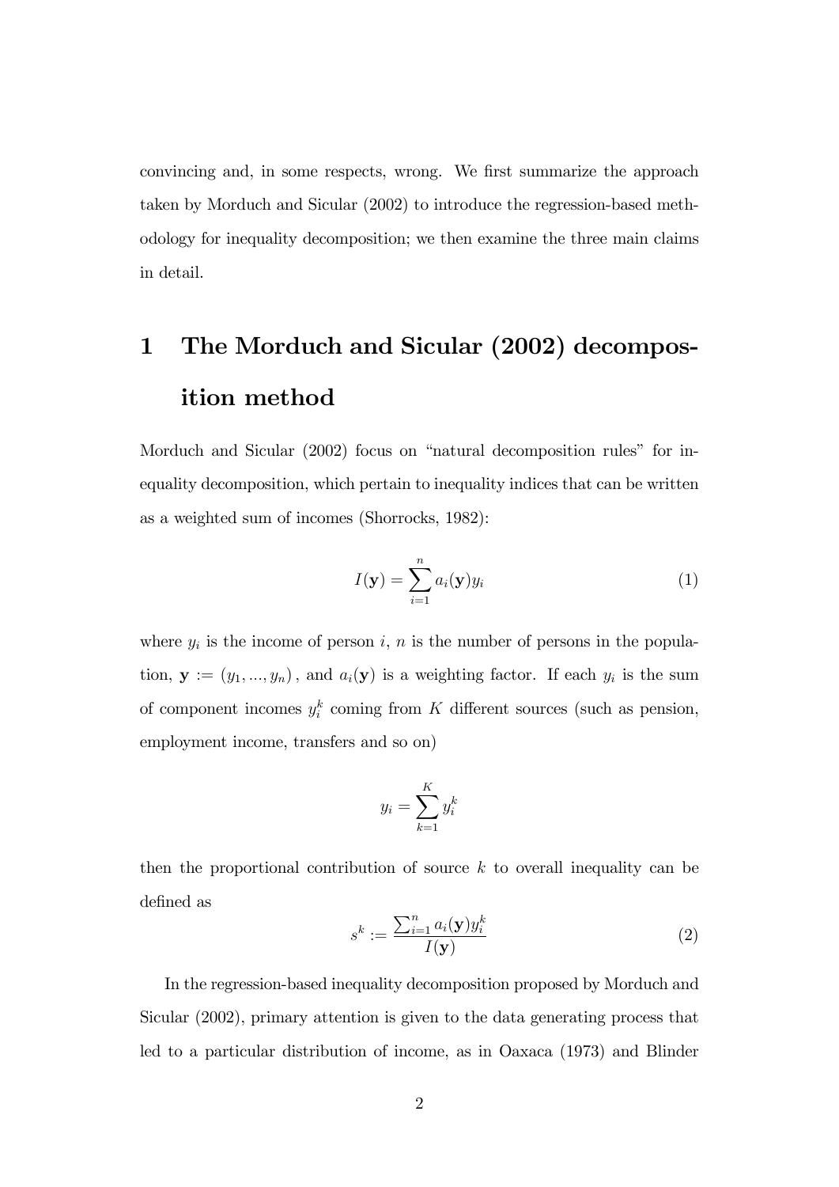convincing and, in some respects, wrong. We first summarize the approach taken by Morduch and Sicular (2002) to introduce the regression-based methodology for inequality decomposition; we then examine the three main claims in detail.

# 1 The Morduch and Sicular (2002) decomposition method

Morduch and Sicular (2002) focus on "natural decomposition rules" for inequality decomposition, which pertain to inequality indices that can be written as a weighted sum of incomes (Shorrocks, 1982):

$$I(\mathbf{y}) = \sum_{i=1}^{n} a_i(\mathbf{y}) y_i \tag{1}$$

where $y_i$ is the income of person $i$, $n$ is the number of persons in the population, $\mathbf{y} := (y_1, ..., y_n)$, and $a_i(\mathbf{y})$ is a weighting factor. If each $y_i$ is the sum of component incomes $y_i^k$ coming from $K$ different sources (such as pension, employment income, transfers and so on)

$$y_i = \sum_{k=1}^{K} y_i^k$$

then the proportional contribution of source $k$ to overall inequality can be defined as

$$s^k := \frac{\sum_{i=1}^{n} a_i(\mathbf{y}) y_i^k}{I(\mathbf{y})} \tag{2}$$

In the regression-based inequality decomposition proposed by Morduch and Sicular (2002), primary attention is given to the data generating process that led to a particular distribution of income, as in Oaxaca (1973) and Blinder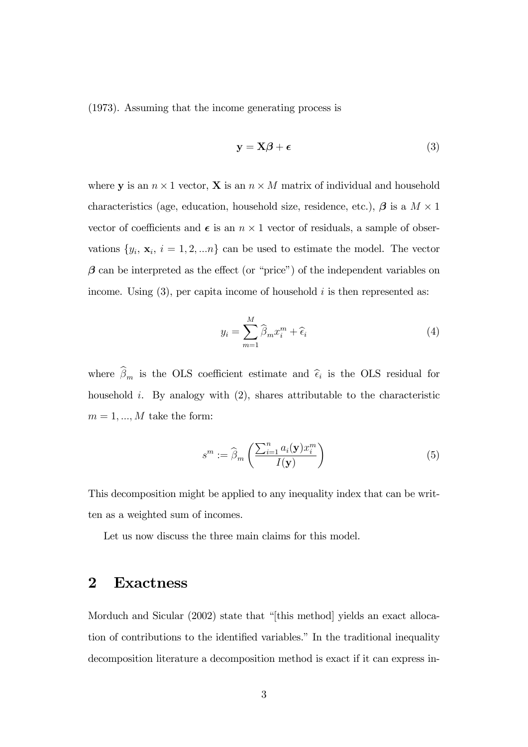(1973). Assuming that the income generating process is

$$\mathbf{y} = \mathbf{X}\boldsymbol{\beta} + \boldsymbol{\epsilon} \tag{3}$$

where $\mathbf{y}$ is an $n \times 1$ vector, $\mathbf{X}$ is an $n \times M$ matrix of individual and household characteristics (age, education, household size, residence, etc.), $\boldsymbol{\beta}$ is a $M \times 1$ vector of coefficients and $\boldsymbol{\epsilon}$ is an $n \times 1$ vector of residuals, a sample of observations $\{y_i, \mathbf{x}_i, i = 1, 2, ...n\}$ can be used to estimate the model. The vector $\boldsymbol{\beta}$ can be interpreted as the effect (or "price") of the independent variables on income. Using (3), per capita income of household $i$ is then represented as:

$$y_i = \sum_{m=1}^{M} \widehat{\beta}_m x_i^m + \widehat{\epsilon}_i \tag{4}$$

where $\widehat{\beta}_m$ is the OLS coefficient estimate and $\widehat{\epsilon}_i$ is the OLS residual for household $i$. By analogy with (2), shares attributable to the characteristic $m = 1, ..., M$ take the form:

$$s^m := \widehat{\beta}_m \left( \frac{\sum_{i=1}^{n} a_i(\mathbf{y}) x_i^m}{I(\mathbf{y})} \right) \tag{5}$$

This decomposition might be applied to any inequality index that can be written as a weighted sum of incomes.

Let us now discuss the three main claims for this model.

## 2 Exactness

Morduch and Sicular (2002) state that "[this method] yields an exact allocation of contributions to the identified variables." In the traditional inequality decomposition literature a decomposition method is exact if it can express in-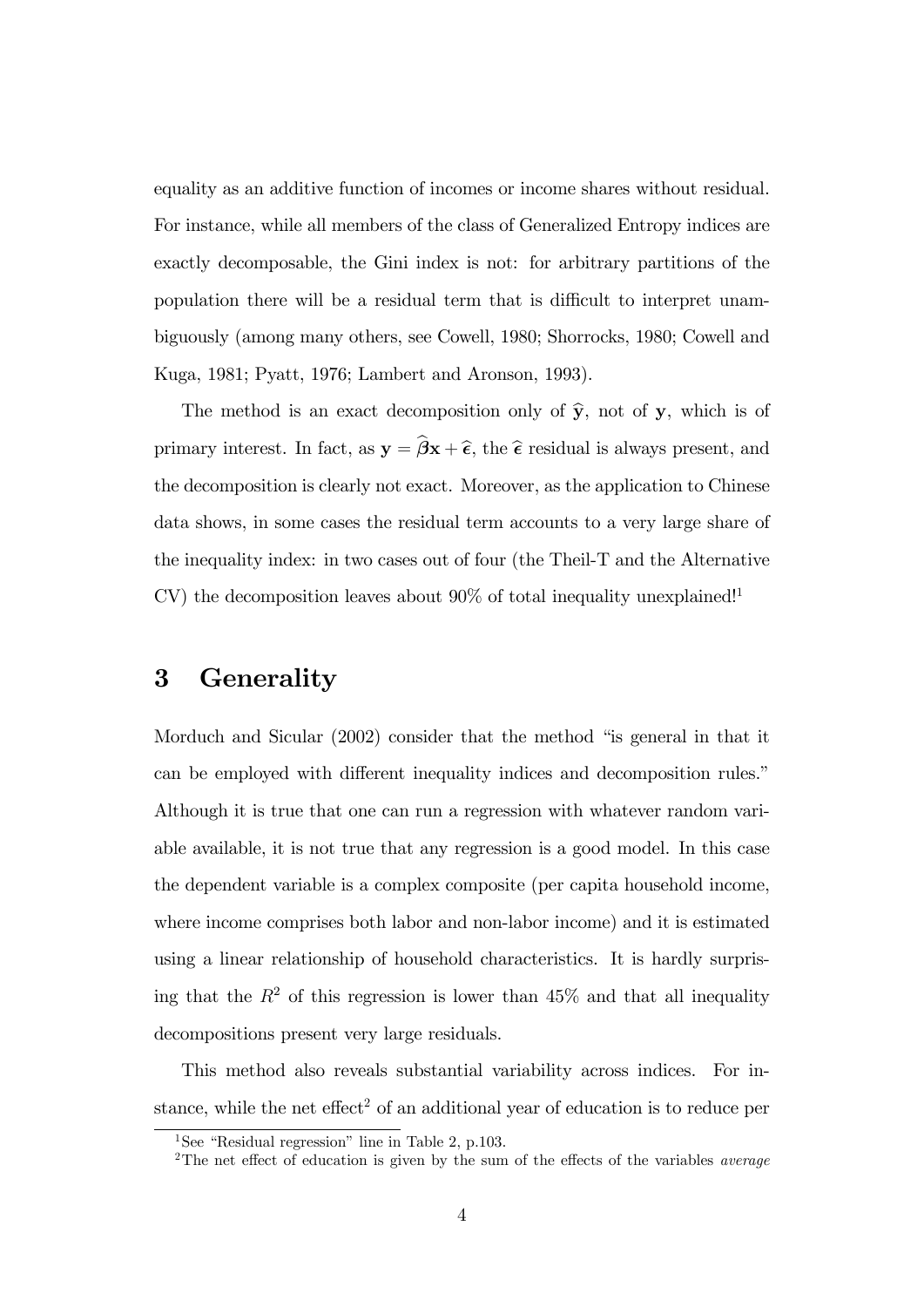equality as an additive function of incomes or income shares without residual. For instance, while all members of the class of Generalized Entropy indices are exactly decomposable, the Gini index is not: for arbitrary partitions of the population there will be a residual term that is difficult to interpret unambiguously (among many others, see Cowell, 1980; Shorrocks, 1980; Cowell and Kuga, 1981; Pyatt, 1976; Lambert and Aronson, 1993).

The method is an exact decomposition only of $\widehat{\mathbf{y}}$, not of $\mathbf{y}$, which is of primary interest. In fact, as $\mathbf{y} = \widehat{\boldsymbol{\beta}}\mathbf{x} + \widehat{\boldsymbol{\epsilon}}$, the $\widehat{\boldsymbol{\epsilon}}$ residual is always present, and the decomposition is clearly not exact. Moreover, as the application to Chinese data shows, in some cases the residual term accounts to a very large share of the inequality index: in two cases out of four (the Theil-T and the Alternative CV) the decomposition leaves about 90% of total inequality unexplained![1]

# 3 Generality

Morduch and Sicular (2002) consider that the method "is general in that it can be employed with different inequality indices and decomposition rules." Although it is true that one can run a regression with whatever random variable available, it is not true that any regression is a good model. In this case the dependent variable is a complex composite (per capita household income, where income comprises both labor and non-labor income) and it is estimated using a linear relationship of household characteristics. It is hardly surprising that the $R^2$ of this regression is lower than 45% and that all inequality decompositions present very large residuals.

This method also reveals substantial variability across indices. For instance, while the net effect[2] of an additional year of education is to reduce per

---

[1] See "Residual regression" line in Table 2, p.103.

[2] The net effect of education is given by the sum of the effects of the variables *average*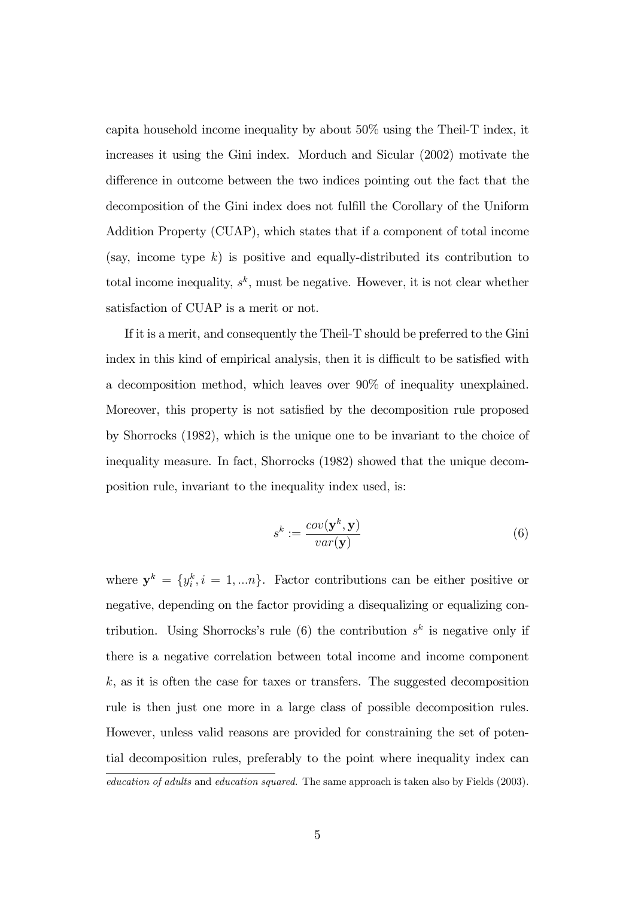capita household income inequality by about 50% using the Theil-T index, it increases it using the Gini index. Morduch and Sicular (2002) motivate the difference in outcome between the two indices pointing out the fact that the decomposition of the Gini index does not fulfill the Corollary of the Uniform Addition Property (CUAP), which states that if a component of total income (say, income type $k$) is positive and equally-distributed its contribution to total income inequality, $s^k$, must be negative. However, it is not clear whether satisfaction of CUAP is a merit or not.

If it is a merit, and consequently the Theil-T should be preferred to the Gini index in this kind of empirical analysis, then it is difficult to be satisfied with a decomposition method, which leaves over 90% of inequality unexplained. Moreover, this property is not satisfied by the decomposition rule proposed by Shorrocks (1982), which is the unique one to be invariant to the choice of inequality measure. In fact, Shorrocks (1982) showed that the unique decomposition rule, invariant to the inequality index used, is:

$$s^k := \frac{cov(\mathbf{y}^k, \mathbf{y})}{var(\mathbf{y})} \tag{6}$$

where $\mathbf{y}^k = \{y_i^k, i = 1, ...n\}$. Factor contributions can be either positive or negative, depending on the factor providing a disequalizing or equalizing contribution. Using Shorrocks's rule (6) the contribution $s^k$ is negative only if there is a negative correlation between total income and income component $k$, as it is often the case for taxes or transfers. The suggested decomposition rule is then just one more in a large class of possible decomposition rules. However, unless valid reasons are provided for constraining the set of potential decomposition rules, preferably to the point where inequality index can

*education of adults* and *education squared*. The same approach is taken also by Fields (2003).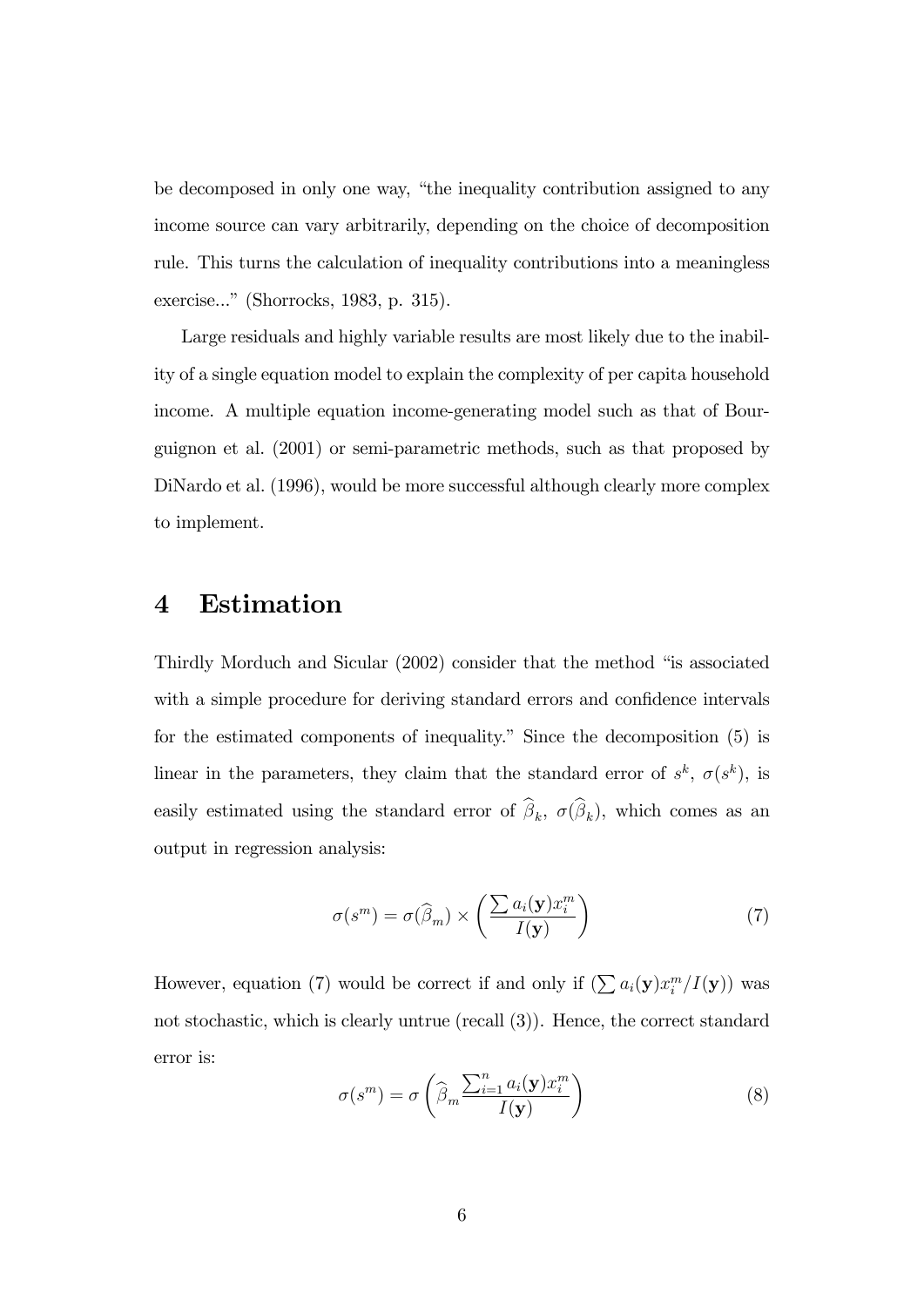be decomposed in only one way, "the inequality contribution assigned to any income source can vary arbitrarily, depending on the choice of decomposition rule. This turns the calculation of inequality contributions into a meaningless exercise..." (Shorrocks, 1983, p. 315).

Large residuals and highly variable results are most likely due to the inability of a single equation model to explain the complexity of per capita household income. A multiple equation income-generating model such as that of Bourguignon et al. (2001) or semi-parametric methods, such as that proposed by DiNardo et al. (1996), would be more successful although clearly more complex to implement.

# 4 Estimation

Thirdly Morduch and Sicular (2002) consider that the method "is associated with a simple procedure for deriving standard errors and confidence intervals for the estimated components of inequality." Since the decomposition (5) is linear in the parameters, they claim that the standard error of $s^k$, $\sigma(s^k)$, is easily estimated using the standard error of $\widehat{\beta}_k$, $\sigma(\widehat{\beta}_k)$, which comes as an output in regression analysis:

$$\sigma(s^m) = \sigma(\widehat{\beta}_m) \times \left( \frac{\sum a_i(\mathbf{y}) x_i^m}{I(\mathbf{y})} \right) \tag{7}$$

However, equation (7) would be correct if and only if $(\sum a_i(\mathbf{y}) x_i^m / I(\mathbf{y}))$ was not stochastic, which is clearly untrue (recall (3)). Hence, the correct standard error is:

$$\sigma(s^m) = \sigma\left( \widehat{\beta}_m \frac{\sum_{i=1}^{n} a_i(\mathbf{y}) x_i^m}{I(\mathbf{y})} \right) \tag{8}$$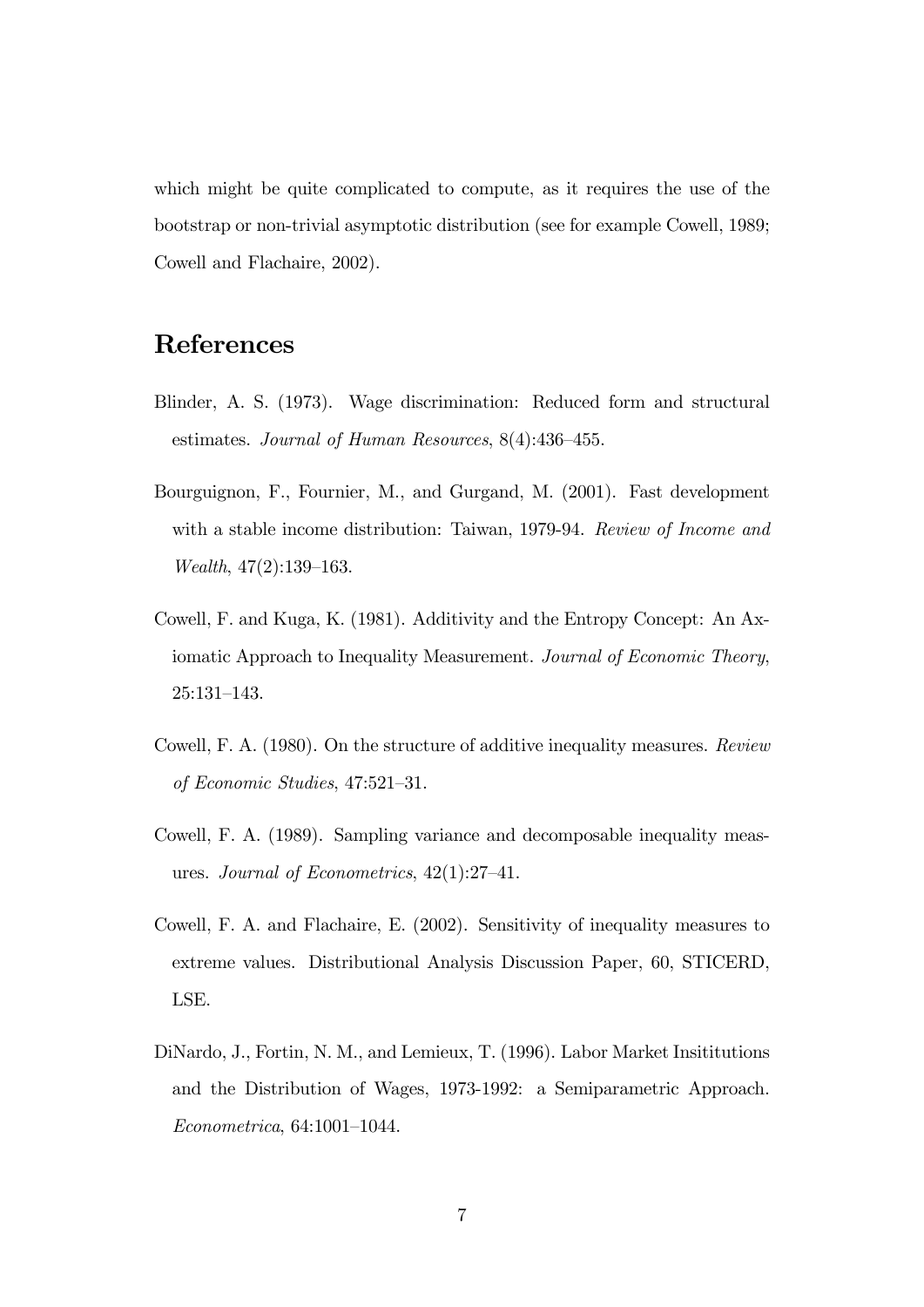which might be quite complicated to compute, as it requires the use of the bootstrap or non-trivial asymptotic distribution (see for example Cowell, 1989; Cowell and Flachaire, 2002).

# References

Blinder, A. S. (1973). Wage discrimination: Reduced form and structural estimates. *Journal of Human Resources*, 8(4):436–455.

Bourguignon, F., Fournier, M., and Gurgand, M. (2001). Fast development with a stable income distribution: Taiwan, 1979-94. *Review of Income and Wealth*, 47(2):139–163.

Cowell, F. and Kuga, K. (1981). Additivity and the Entropy Concept: An Axiomatic Approach to Inequality Measurement. *Journal of Economic Theory*, 25:131–143.

Cowell, F. A. (1980). On the structure of additive inequality measures. *Review of Economic Studies*, 47:521–31.

Cowell, F. A. (1989). Sampling variance and decomposable inequality measures. *Journal of Econometrics*, 42(1):27–41.

Cowell, F. A. and Flachaire, E. (2002). Sensitivity of inequality measures to extreme values. Distributional Analysis Discussion Paper, 60, STICERD, LSE.

DiNardo, J., Fortin, N. M., and Lemieux, T. (1996). Labor Market Insititutions and the Distribution of Wages, 1973-1992: a Semiparametric Approach. *Econometrica*, 64:1001–1044.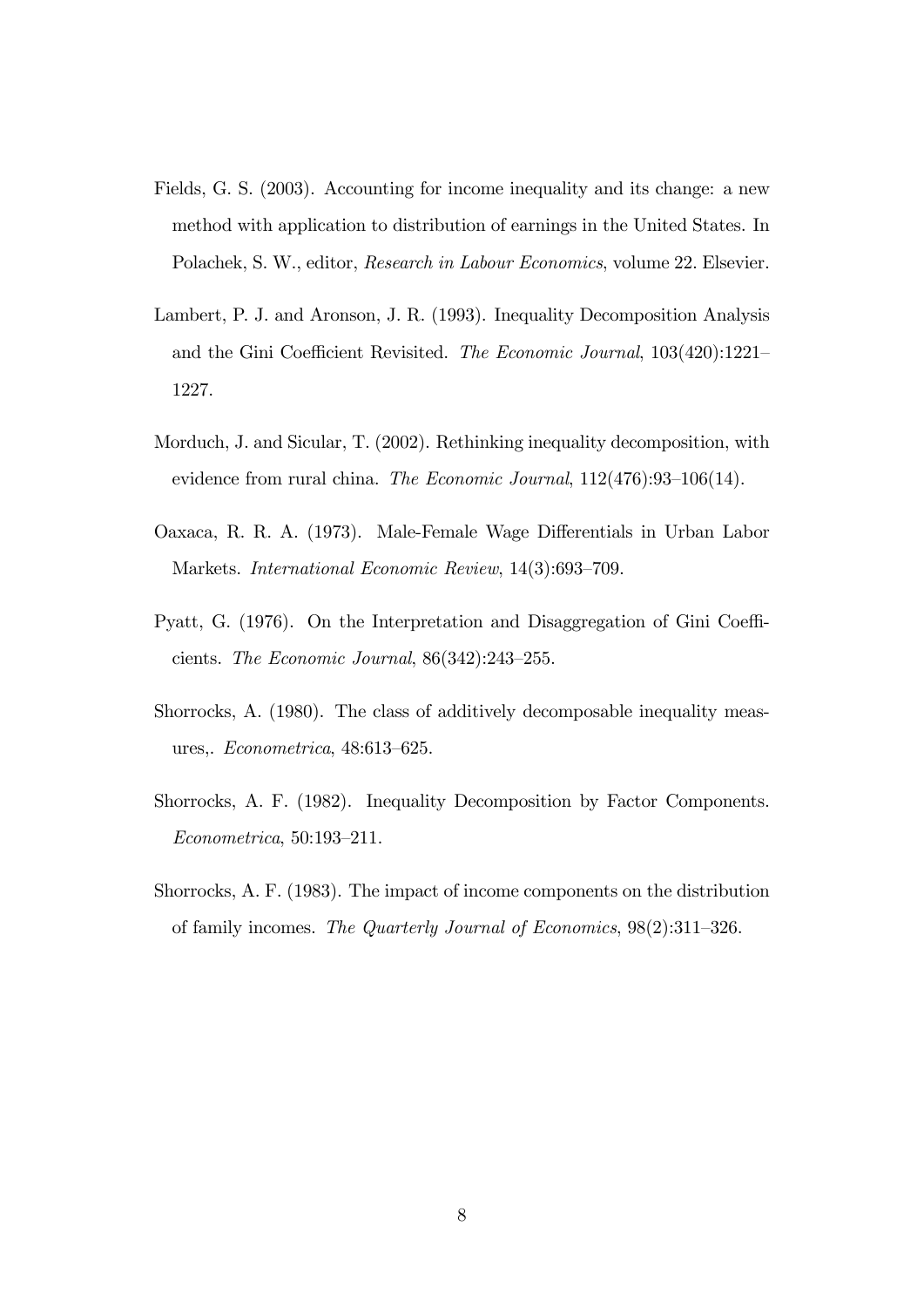Fields, G. S. (2003). Accounting for income inequality and its change: a new method with application to distribution of earnings in the United States. In Polachek, S. W., editor, *Research in Labour Economics*, volume 22. Elsevier.

Lambert, P. J. and Aronson, J. R. (1993). Inequality Decomposition Analysis and the Gini Coefficient Revisited. *The Economic Journal*, 103(420):1221–1227.

Morduch, J. and Sicular, T. (2002). Rethinking inequality decomposition, with evidence from rural china. *The Economic Journal*, 112(476):93–106(14).

Oaxaca, R. R. A. (1973). Male-Female Wage Differentials in Urban Labor Markets. *International Economic Review*, 14(3):693–709.

Pyatt, G. (1976). On the Interpretation and Disaggregation of Gini Coefficients. *The Economic Journal*, 86(342):243–255.

Shorrocks, A. (1980). The class of additively decomposable inequality measures,. *Econometrica*, 48:613–625.

Shorrocks, A. F. (1982). Inequality Decomposition by Factor Components. *Econometrica*, 50:193–211.

Shorrocks, A. F. (1983). The impact of income components on the distribution of family incomes. *The Quarterly Journal of Economics*, 98(2):311–326.